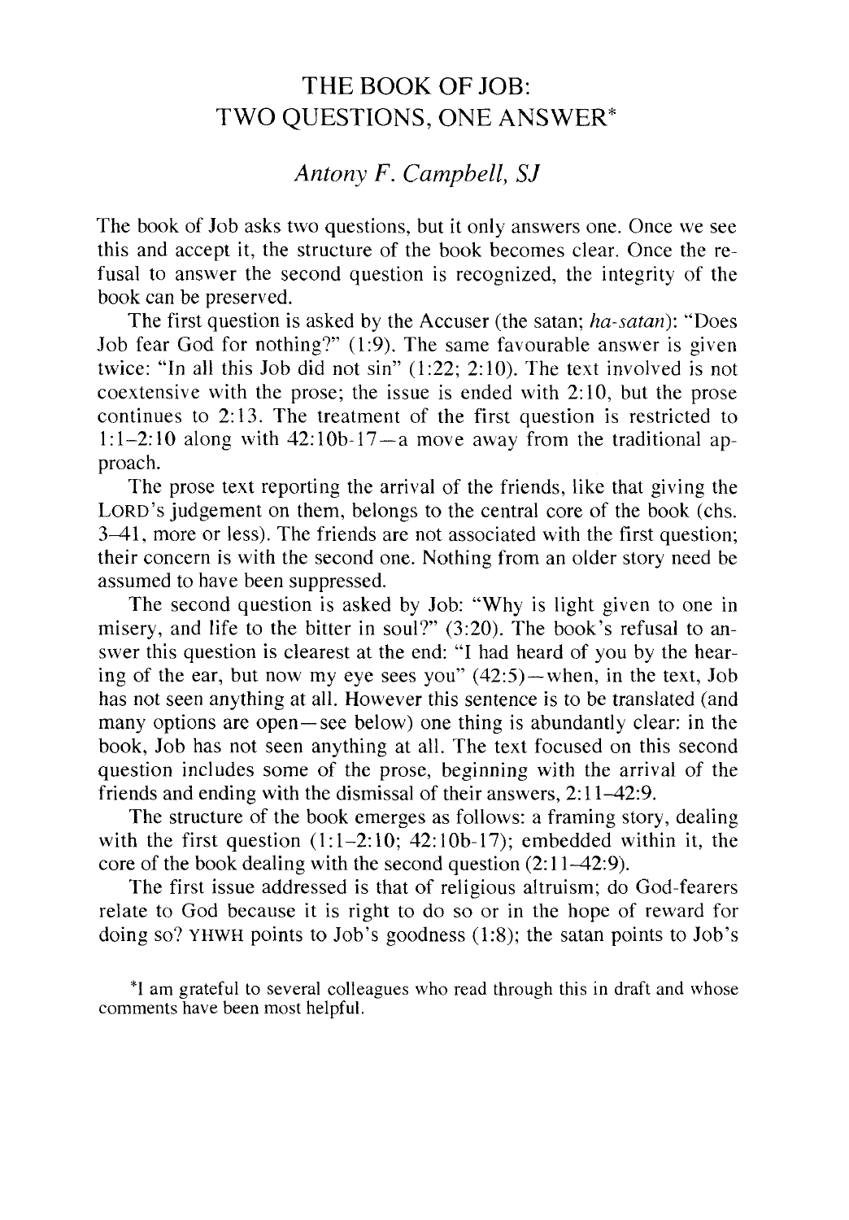# THE BOOK OF JOB: TWO QUESTIONS, ONE ANSWER*

*Antony F. Campbell, SJ*

The book of Job asks two questions, but it only answers one. Once we see this and accept it, the structure of the book becomes clear. Once the refusal to answer the second question is recognized, the integrity of the book can be preserved.

The first question is asked by the Accuser (the satan; *ha-satan*): "Does Job fear God for nothing?" (1:9). The same favourable answer is given twice: "In all this Job did not sin" (1:22; 2:10). The text involved is not coextensive with the prose; the issue is ended with 2:10, but the prose continues to 2:13. The treatment of the first question is restricted to 1:1–2:10 along with 42:10b-17—a move away from the traditional approach.

The prose text reporting the arrival of the friends, like that giving the LORD's judgement on them, belongs to the central core of the book (chs. 3–41, more or less). The friends are not associated with the first question; their concern is with the second one. Nothing from an older story need be assumed to have been suppressed.

The second question is asked by Job: "Why is light given to one in misery, and life to the bitter in soul?" (3:20). The book's refusal to answer this question is clearest at the end: "I had heard of you by the hearing of the ear, but now my eye sees you" (42:5)—when, in the text, Job has not seen anything at all. However this sentence is to be translated (and many options are open—see below) one thing is abundantly clear: in the book, Job has not seen anything at all. The text focused on this second question includes some of the prose, beginning with the arrival of the friends and ending with the dismissal of their answers, 2:11–42:9.

The structure of the book emerges as follows: a framing story, dealing with the first question (1:1–2:10; 42:10b-17); embedded within it, the core of the book dealing with the second question (2:11–42:9).

The first issue addressed is that of religious altruism; do God-fearers relate to God because it is right to do so or in the hope of reward for doing so? YHWH points to Job's goodness (1:8); the satan points to Job's

*I am grateful to several colleagues who read through this in draft and whose comments have been most helpful.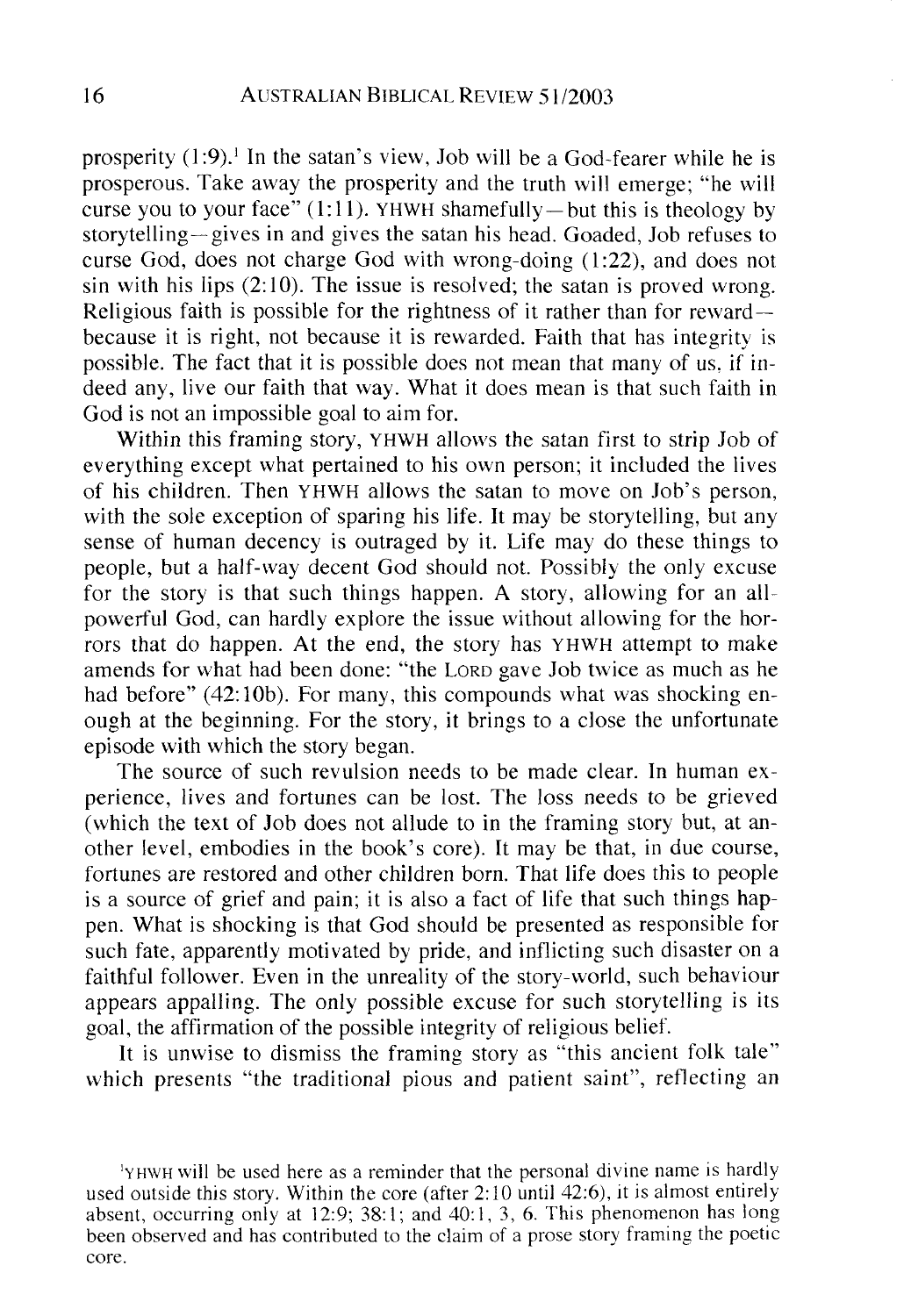prosperity (1:9).[1] In the satan's view, Job will be a God-fearer while he is prosperous. Take away the prosperity and the truth will emerge; "he will curse you to your face" (1:11). YHWH shamefully—but this is theology by storytelling—gives in and gives the satan his head. Goaded, Job refuses to curse God, does not charge God with wrong-doing (1:22), and does not sin with his lips (2:10). The issue is resolved; the satan is proved wrong. Religious faith is possible for the rightness of it rather than for reward—because it is right, not because it is rewarded. Faith that has integrity is possible. The fact that it is possible does not mean that many of us, if indeed any, live our faith that way. What it does mean is that such faith in God is not an impossible goal to aim for.

Within this framing story, YHWH allows the satan first to strip Job of everything except what pertained to his own person; it included the lives of his children. Then YHWH allows the satan to move on Job's person, with the sole exception of sparing his life. It may be storytelling, but any sense of human decency is outraged by it. Life may do these things to people, but a half-way decent God should not. Possibly the only excuse for the story is that such things happen. A story, allowing for an all-powerful God, can hardly explore the issue without allowing for the horrors that do happen. At the end, the story has YHWH attempt to make amends for what had been done: "the LORD gave Job twice as much as he had before" (42:10b). For many, this compounds what was shocking enough at the beginning. For the story, it brings to a close the unfortunate episode with which the story began.

The source of such revulsion needs to be made clear. In human experience, lives and fortunes can be lost. The loss needs to be grieved (which the text of Job does not allude to in the framing story but, at another level, embodies in the book's core). It may be that, in due course, fortunes are restored and other children born. That life does this to people is a source of grief and pain; it is also a fact of life that such things happen. What is shocking is that God should be presented as responsible for such fate, apparently motivated by pride, and inflicting such disaster on a faithful follower. Even in the unreality of the story-world, such behaviour appears appalling. The only possible excuse for such storytelling is its goal, the affirmation of the possible integrity of religious belief.

It is unwise to dismiss the framing story as "this ancient folk tale" which presents "the traditional pious and patient saint", reflecting an

[1] YHWH will be used here as a reminder that the personal divine name is hardly used outside this story. Within the core (after 2:10 until 42:6), it is almost entirely absent, occurring only at 12:9; 38:1; and 40:1, 3, 6. This phenomenon has long been observed and has contributed to the claim of a prose story framing the poetic core.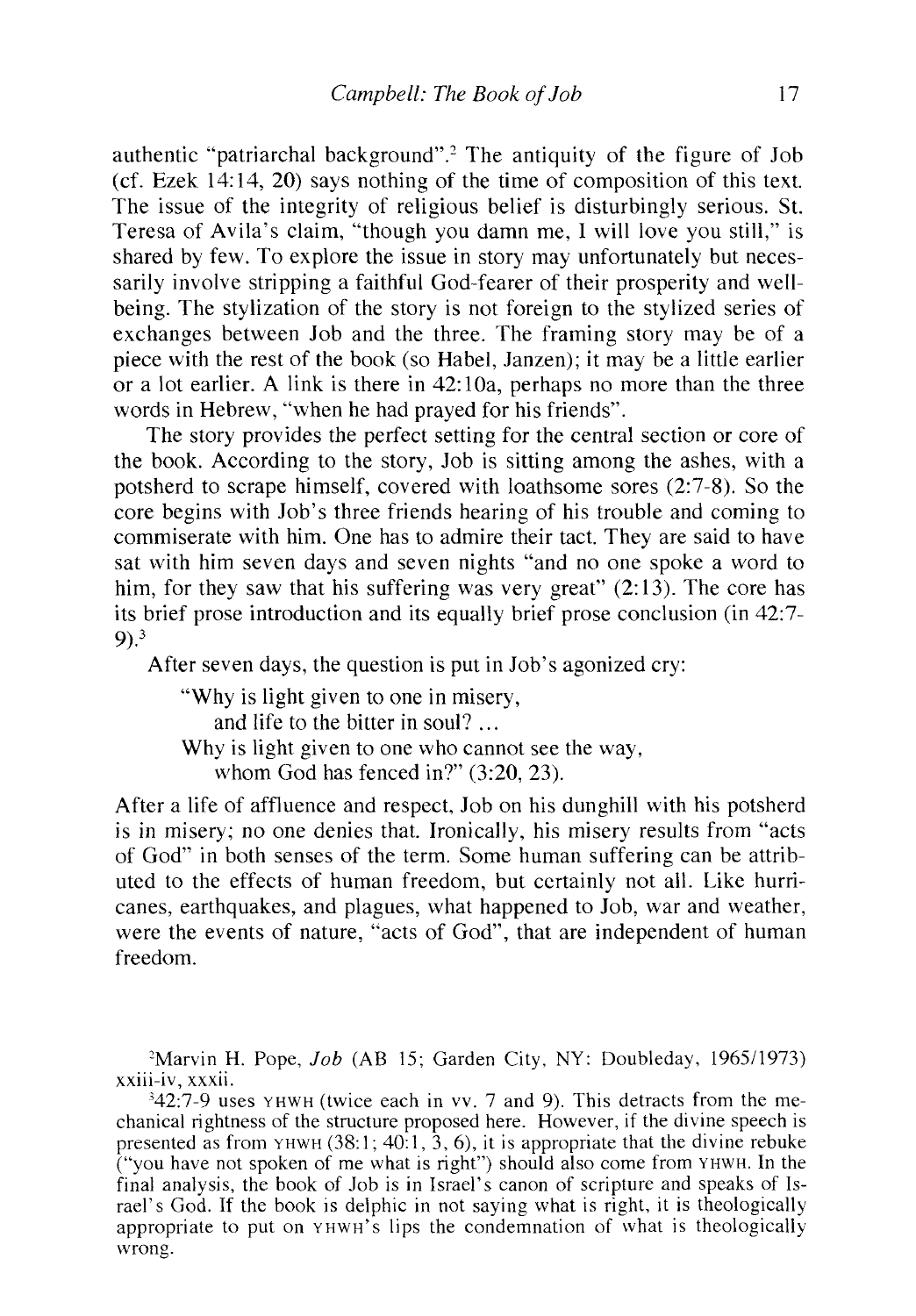authentic "patriarchal background".[2] The antiquity of the figure of Job (cf. Ezek 14:14, 20) says nothing of the time of composition of this text. The issue of the integrity of religious belief is disturbingly serious. St. Teresa of Avila's claim, "though you damn me, I will love you still," is shared by few. To explore the issue in story may unfortunately but necessarily involve stripping a faithful God-fearer of their prosperity and well-being. The stylization of the story is not foreign to the stylized series of exchanges between Job and the three. The framing story may be of a piece with the rest of the book (so Habel, Janzen); it may be a little earlier or a lot earlier. A link is there in 42:10a, perhaps no more than the three words in Hebrew, "when he had prayed for his friends".

The story provides the perfect setting for the central section or core of the book. According to the story, Job is sitting among the ashes, with a potsherd to scrape himself, covered with loathsome sores (2:7-8). So the core begins with Job's three friends hearing of his trouble and coming to commiserate with him. One has to admire their tact. They are said to have sat with him seven days and seven nights "and no one spoke a word to him, for they saw that his suffering was very great" (2:13). The core has its brief prose introduction and its equally brief prose conclusion (in 42:7-9).[3]

After seven days, the question is put in Job's agonized cry:

> "Why is light given to one in misery,
> and life to the bitter in soul? ...
> Why is light given to one who cannot see the way,
> whom God has fenced in?" (3:20, 23).

After a life of affluence and respect, Job on his dunghill with his potsherd is in misery; no one denies that. Ironically, his misery results from "acts of God" in both senses of the term. Some human suffering can be attributed to the effects of human freedom, but certainly not all. Like hurricanes, earthquakes, and plagues, what happened to Job, war and weather, were the events of nature, "acts of God", that are independent of human freedom.

---

[2] Marvin H. Pope, *Job* (AB 15; Garden City, NY: Doubleday, 1965/1973) xxiii-iv, xxxii.

[3] 42:7-9 uses YHWH (twice each in vv. 7 and 9). This detracts from the mechanical rightness of the structure proposed here. However, if the divine speech is presented as from YHWH (38:1; 40:1, 3, 6), it is appropriate that the divine rebuke ("you have not spoken of me what is right") should also come from YHWH. In the final analysis, the book of Job is in Israel's canon of scripture and speaks of Israel's God. If the book is delphic in not saying what is right, it is theologically appropriate to put on YHWH's lips the condemnation of what is theologically wrong.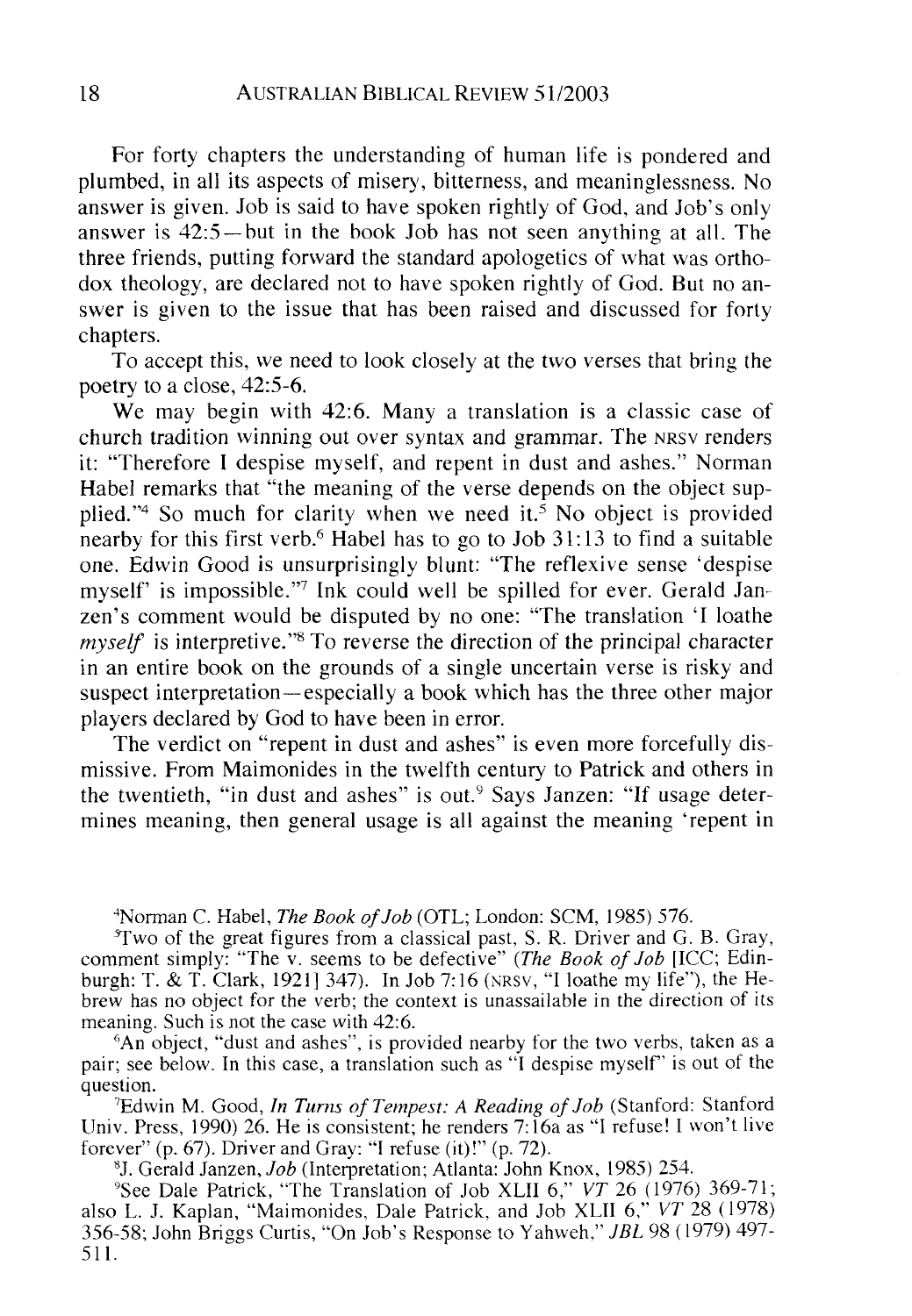For forty chapters the understanding of human life is pondered and plumbed, in all its aspects of misery, bitterness, and meaninglessness. No answer is given. Job is said to have spoken rightly of God, and Job's only answer is 42:5—but in the book Job has not seen anything at all. The three friends, putting forward the standard apologetics of what was orthodox theology, are declared not to have spoken rightly of God. But no answer is given to the issue that has been raised and discussed for forty chapters.

To accept this, we need to look closely at the two verses that bring the poetry to a close, 42:5-6.

We may begin with 42:6. Many a translation is a classic case of church tradition winning out over syntax and grammar. The NRSV renders it: "Therefore I despise myself, and repent in dust and ashes." Norman Habel remarks that "the meaning of the verse depends on the object supplied."[4] So much for clarity when we need it.[5] No object is provided nearby for this first verb.[6] Habel has to go to Job 31:13 to find a suitable one. Edwin Good is unsurprisingly blunt: "The reflexive sense 'despise myself' is impossible."[7] Ink could well be spilled for ever. Gerald Janzen's comment would be disputed by no one: "The translation 'I loathe *myself*' is interpretive."[8] To reverse the direction of the principal character in an entire book on the grounds of a single uncertain verse is risky and suspect interpretation—especially a book which has the three other major players declared by God to have been in error.

The verdict on "repent in dust and ashes" is even more forcefully dismissive. From Maimonides in the twelfth century to Patrick and others in the twentieth, "in dust and ashes" is out.[9] Says Janzen: "If usage determines meaning, then general usage is all against the meaning 'repent in

[4] Norman C. Habel, *The Book of Job* (OTL; London: SCM, 1985) 576.

[5] Two of the great figures from a classical past, S. R. Driver and G. B. Gray, comment simply: "The v. seems to be defective" (*The Book of Job* [ICC; Edinburgh: T. & T. Clark, 1921] 347). In Job 7:16 (NRSV, "I loathe my life"), the Hebrew has no object for the verb; the context is unassailable in the direction of its meaning. Such is not the case with 42:6.

[6] An object, "dust and ashes", is provided nearby for the two verbs, taken as a pair; see below. In this case, a translation such as "I despise myself" is out of the question.

[7] Edwin M. Good, *In Turns of Tempest: A Reading of Job* (Stanford: Stanford Univ. Press, 1990) 26. He is consistent; he renders 7:16a as "I refuse! I won't live forever" (p. 67). Driver and Gray: "I refuse (it)!" (p. 72).

[8] J. Gerald Janzen, *Job* (Interpretation; Atlanta: John Knox, 1985) 254.

[9] See Dale Patrick, "The Translation of Job XLII 6," *VT* 26 (1976) 369-71; also L. J. Kaplan, "Maimonides, Dale Patrick, and Job XLII 6," *VT* 28 (1978) 356-58; John Briggs Curtis, "On Job's Response to Yahweh," *JBL* 98 (1979) 497-511.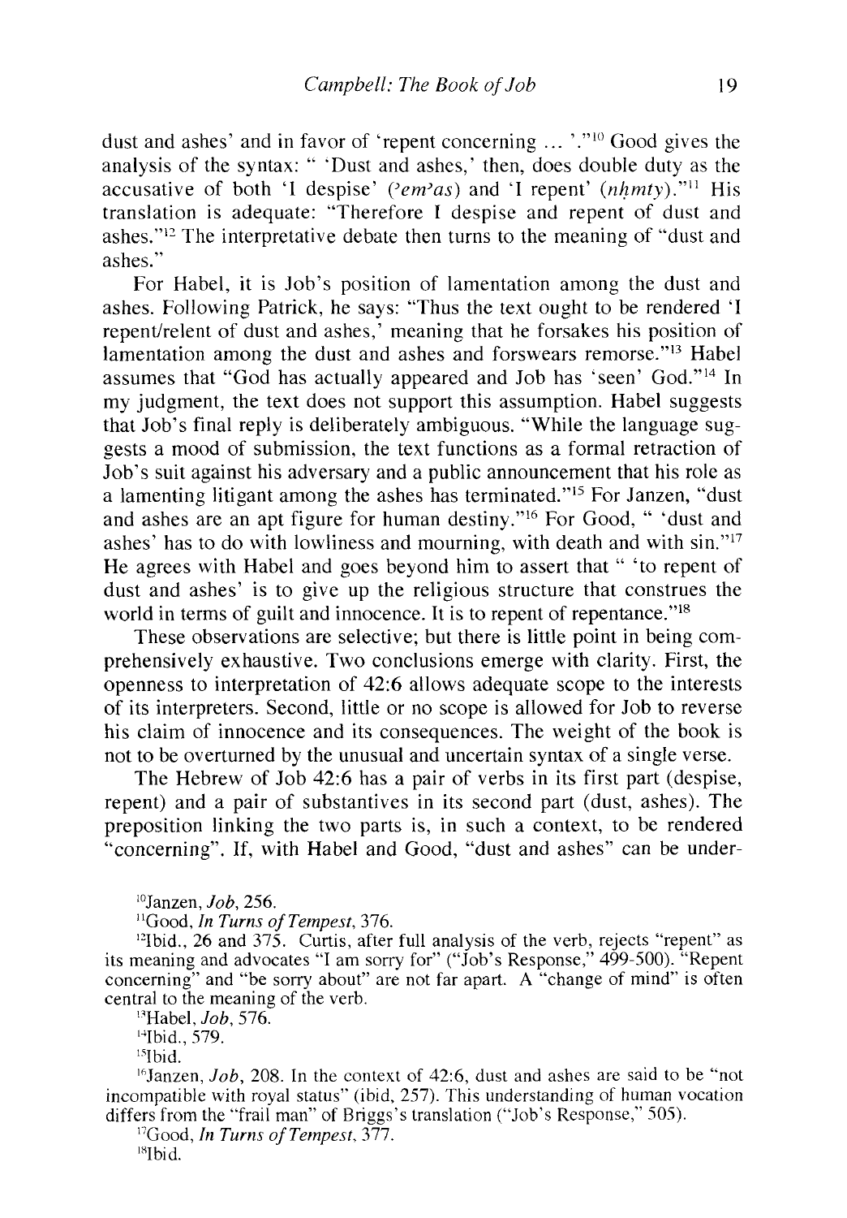dust and ashes' and in favor of 'repent concerning ... '."[10] Good gives the analysis of the syntax: " 'Dust and ashes,' then, does double duty as the accusative of both 'I despise' (*ʾemʾas*) and 'I repent' (*nḥmty*)."[11] His translation is adequate: "Therefore I despise and repent of dust and ashes."[12] The interpretative debate then turns to the meaning of "dust and ashes."

For Habel, it is Job's position of lamentation among the dust and ashes. Following Patrick, he says: "Thus the text ought to be rendered 'I repent/relent of dust and ashes,' meaning that he forsakes his position of lamentation among the dust and ashes and forswears remorse."[13] Habel assumes that "God has actually appeared and Job has 'seen' God."[14] In my judgment, the text does not support this assumption. Habel suggests that Job's final reply is deliberately ambiguous. "While the language suggests a mood of submission, the text functions as a formal retraction of Job's suit against his adversary and a public announcement that his role as a lamenting litigant among the ashes has terminated."[15] For Janzen, "dust and ashes are an apt figure for human destiny."[16] For Good, " 'dust and ashes' has to do with lowliness and mourning, with death and with sin."[17] He agrees with Habel and goes beyond him to assert that " 'to repent of dust and ashes' is to give up the religious structure that construes the world in terms of guilt and innocence. It is to repent of repentance."[18]

These observations are selective; but there is little point in being comprehensively exhaustive. Two conclusions emerge with clarity. First, the openness to interpretation of 42:6 allows adequate scope to the interests of its interpreters. Second, little or no scope is allowed for Job to reverse his claim of innocence and its consequences. The weight of the book is not to be overturned by the unusual and uncertain syntax of a single verse.

The Hebrew of Job 42:6 has a pair of verbs in its first part (despise, repent) and a pair of substantives in its second part (dust, ashes). The preposition linking the two parts is, in such a context, to be rendered "concerning". If, with Habel and Good, "dust and ashes" can be under-

---

[10] Janzen, *Job*, 256.

[11] Good, *In Turns of Tempest*, 376.

[12] Ibid., 26 and 375. Curtis, after full analysis of the verb, rejects "repent" as its meaning and advocates "I am sorry for" ("Job's Response," 499-500). "Repent concerning" and "be sorry about" are not far apart. A "change of mind" is often central to the meaning of the verb.

[13] Habel, *Job*, 576.

[14] Ibid., 579.

[15] Ibid.

[16] Janzen, *Job*, 208. In the context of 42:6, dust and ashes are said to be "not incompatible with royal status" (ibid, 257). This understanding of human vocation differs from the "frail man" of Briggs's translation ("Job's Response," 505).

[17] Good, *In Turns of Tempest*, 377.

[18] Ibid.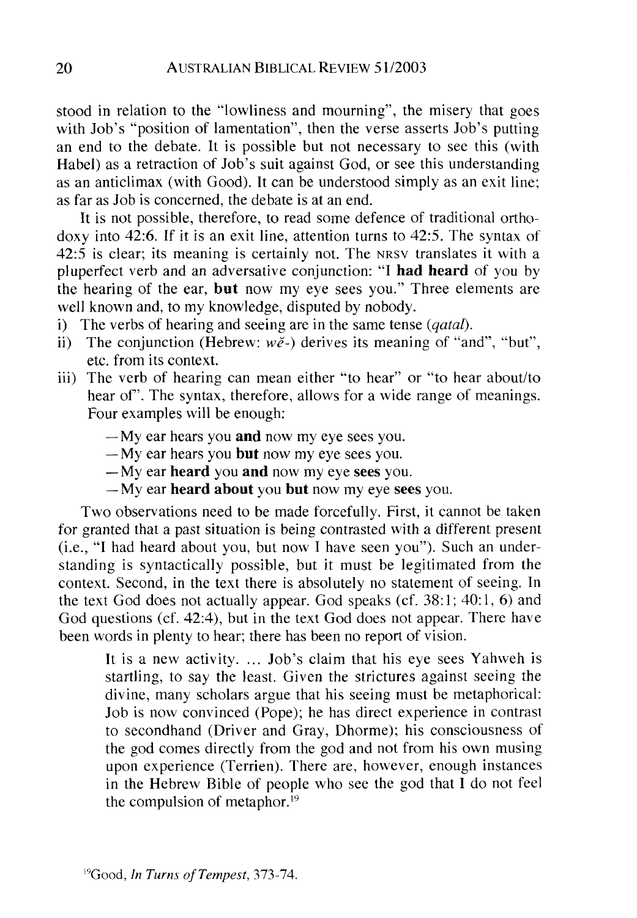stood in relation to the "lowliness and mourning", the misery that goes with Job's "position of lamentation", then the verse asserts Job's putting an end to the debate. It is possible but not necessary to see this (with Habel) as a retraction of Job's suit against God, or see this understanding as an anticlimax (with Good). It can be understood simply as an exit line; as far as Job is concerned, the debate is at an end.

It is not possible, therefore, to read some defence of traditional orthodoxy into 42:6. If it is an exit line, attention turns to 42:5. The syntax of 42:5 is clear; its meaning is certainly not. The NRSV translates it with a pluperfect verb and an adversative conjunction: "I **had heard** of you by the hearing of the ear, **but** now my eye sees you." Three elements are well known and, to my knowledge, disputed by nobody.

i) The verbs of hearing and seeing are in the same tense (*qatal*).
ii) The conjunction (Hebrew: *wĕ-*) derives its meaning of "and", "but", etc. from its context.
iii) The verb of hearing can mean either "to hear" or "to hear about/to hear of". The syntax, therefore, allows for a wide range of meanings. Four examples will be enough:

   — My ear hears you **and** now my eye sees you.
   — My ear hears you **but** now my eye sees you.
   — My ear **heard** you **and** now my eye **sees** you.
   — My ear **heard about** you **but** now my eye **sees** you.

Two observations need to be made forcefully. First, it cannot be taken for granted that a past situation is being contrasted with a different present (i.e., "I had heard about you, but now I have seen you"). Such an understanding is syntactically possible, but it must be legitimated from the context. Second, in the text there is absolutely no statement of seeing. In the text God does not actually appear. God speaks (cf. 38:1; 40:1, 6) and God questions (cf. 42:4), but in the text God does not appear. There have been words in plenty to hear; there has been no report of vision.

> It is a new activity. ... Job's claim that his eye sees Yahweh is startling, to say the least. Given the strictures against seeing the divine, many scholars argue that his seeing must be metaphorical: Job is now convinced (Pope); he has direct experience in contrast to secondhand (Driver and Gray, Dhorme); his consciousness of the god comes directly from the god and not from his own musing upon experience (Terrien). There are, however, enough instances in the Hebrew Bible of people who see the god that I do not feel the compulsion of metaphor.[19]

[19] Good, *In Turns of Tempest*, 373-74.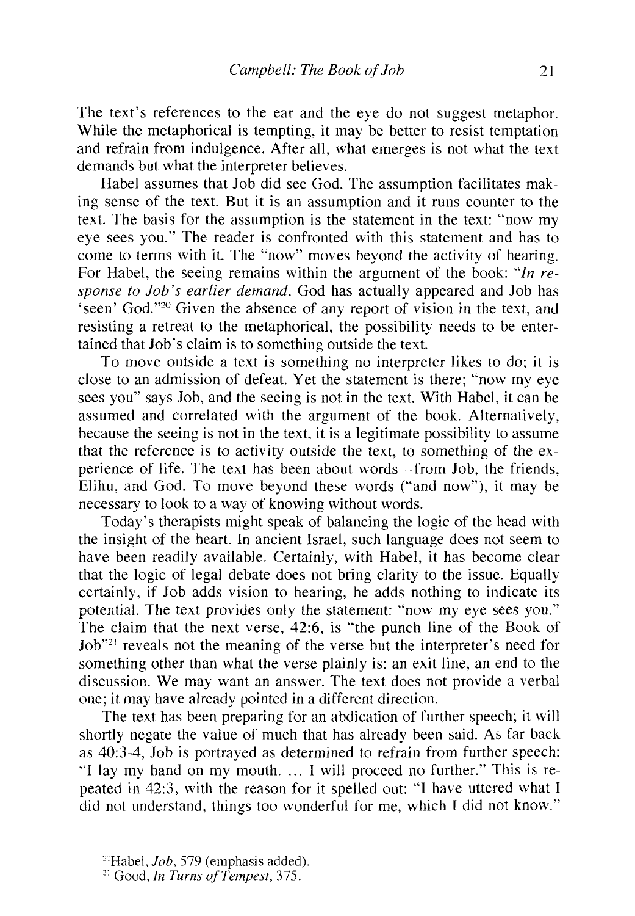The text's references to the ear and the eye do not suggest metaphor. While the metaphorical is tempting, it may be better to resist temptation and refrain from indulgence. After all, what emerges is not what the text demands but what the interpreter believes.

Habel assumes that Job did see God. The assumption facilitates making sense of the text. But it is an assumption and it runs counter to the text. The basis for the assumption is the statement in the text: "now my eye sees you." The reader is confronted with this statement and has to come to terms with it. The "now" moves beyond the activity of hearing. For Habel, the seeing remains within the argument of the book: "*In response to Job's earlier demand*, God has actually appeared and Job has 'seen' God."[20] Given the absence of any report of vision in the text, and resisting a retreat to the metaphorical, the possibility needs to be entertained that Job's claim is to something outside the text.

To move outside a text is something no interpreter likes to do; it is close to an admission of defeat. Yet the statement is there; "now my eye sees you" says Job, and the seeing is not in the text. With Habel, it can be assumed and correlated with the argument of the book. Alternatively, because the seeing is not in the text, it is a legitimate possibility to assume that the reference is to activity outside the text, to something of the experience of life. The text has been about words—from Job, the friends, Elihu, and God. To move beyond these words ("and now"), it may be necessary to look to a way of knowing without words.

Today's therapists might speak of balancing the logic of the head with the insight of the heart. In ancient Israel, such language does not seem to have been readily available. Certainly, with Habel, it has become clear that the logic of legal debate does not bring clarity to the issue. Equally certainly, if Job adds vision to hearing, he adds nothing to indicate its potential. The text provides only the statement: "now my eye sees you." The claim that the next verse, 42:6, is "the punch line of the Book of Job"[21] reveals not the meaning of the verse but the interpreter's need for something other than what the verse plainly is: an exit line, an end to the discussion. We may want an answer. The text does not provide a verbal one; it may have already pointed in a different direction.

The text has been preparing for an abdication of further speech; it will shortly negate the value of much that has already been said. As far back as 40:3-4, Job is portrayed as determined to refrain from further speech: "I lay my hand on my mouth. ... I will proceed no further." This is repeated in 42:3, with the reason for it spelled out: "I have uttered what I did not understand, things too wonderful for me, which I did not know."

[20] Habel, *Job*, 579 (emphasis added).

[21] Good, *In Turns of Tempest*, 375.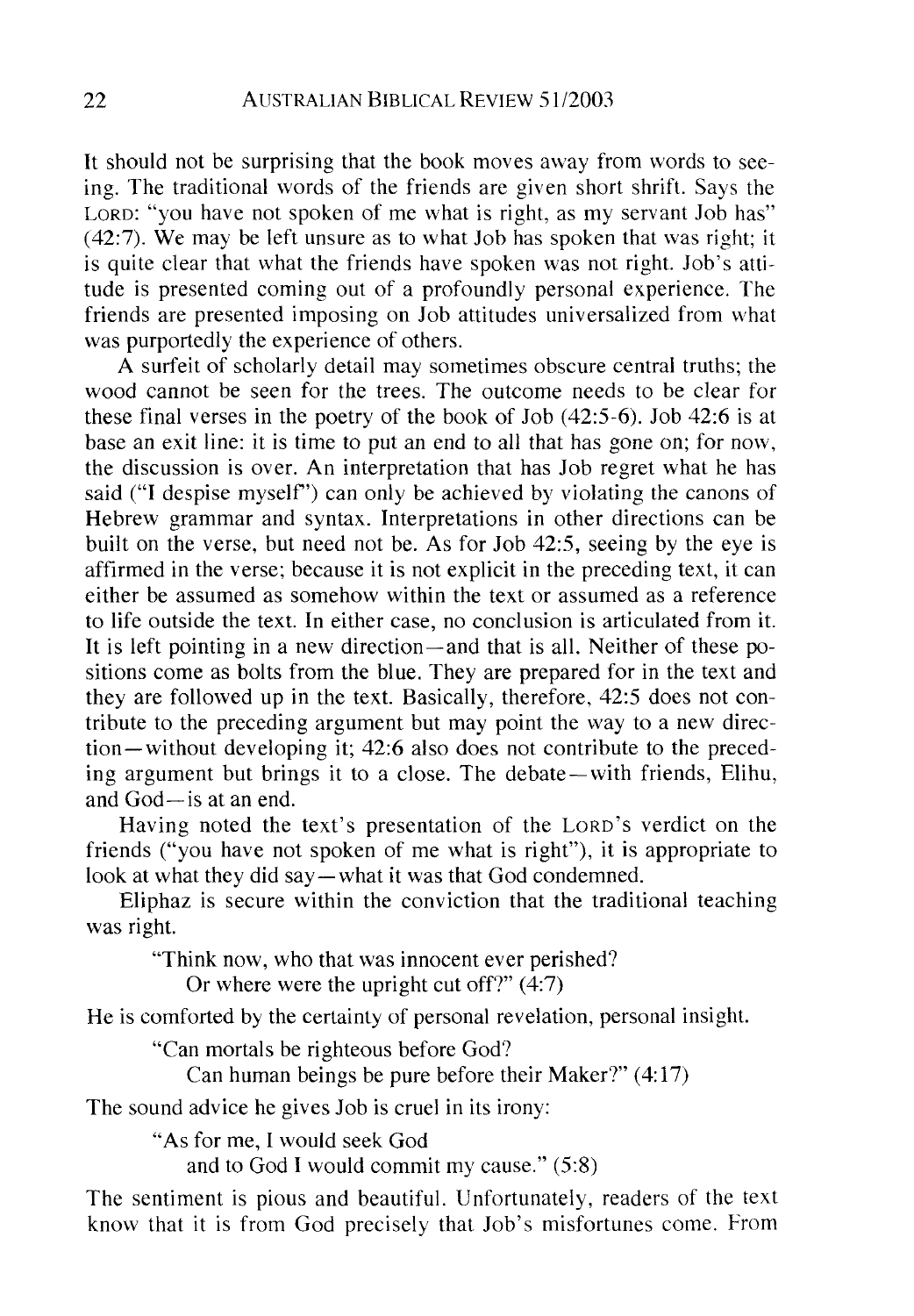It should not be surprising that the book moves away from words to seeing. The traditional words of the friends are given short shrift. Says the LORD: "you have not spoken of me what is right, as my servant Job has" (42:7). We may be left unsure as to what Job has spoken that was right; it is quite clear that what the friends have spoken was not right. Job's attitude is presented coming out of a profoundly personal experience. The friends are presented imposing on Job attitudes universalized from what was purportedly the experience of others.

A surfeit of scholarly detail may sometimes obscure central truths; the wood cannot be seen for the trees. The outcome needs to be clear for these final verses in the poetry of the book of Job (42:5-6). Job 42:6 is at base an exit line: it is time to put an end to all that has gone on; for now, the discussion is over. An interpretation that has Job regret what he has said ("I despise myself") can only be achieved by violating the canons of Hebrew grammar and syntax. Interpretations in other directions can be built on the verse, but need not be. As for Job 42:5, seeing by the eye is affirmed in the verse; because it is not explicit in the preceding text, it can either be assumed as somehow within the text or assumed as a reference to life outside the text. In either case, no conclusion is articulated from it. It is left pointing in a new direction—and that is all. Neither of these positions come as bolts from the blue. They are prepared for in the text and they are followed up in the text. Basically, therefore, 42:5 does not contribute to the preceding argument but may point the way to a new direction—without developing it; 42:6 also does not contribute to the preceding argument but brings it to a close. The debate—with friends, Elihu, and God—is at an end.

Having noted the text's presentation of the LORD's verdict on the friends ("you have not spoken of me what is right"), it is appropriate to look at what they did say—what it was that God condemned.

Eliphaz is secure within the conviction that the traditional teaching was right.

> "Think now, who that was innocent ever perished?
> Or where were the upright cut off?" (4:7)

He is comforted by the certainty of personal revelation, personal insight.

> "Can mortals be righteous before God?
> Can human beings be pure before their Maker?" (4:17)

The sound advice he gives Job is cruel in its irony:

> "As for me, I would seek God
> and to God I would commit my cause." (5:8)

The sentiment is pious and beautiful. Unfortunately, readers of the text know that it is from God precisely that Job's misfortunes come. From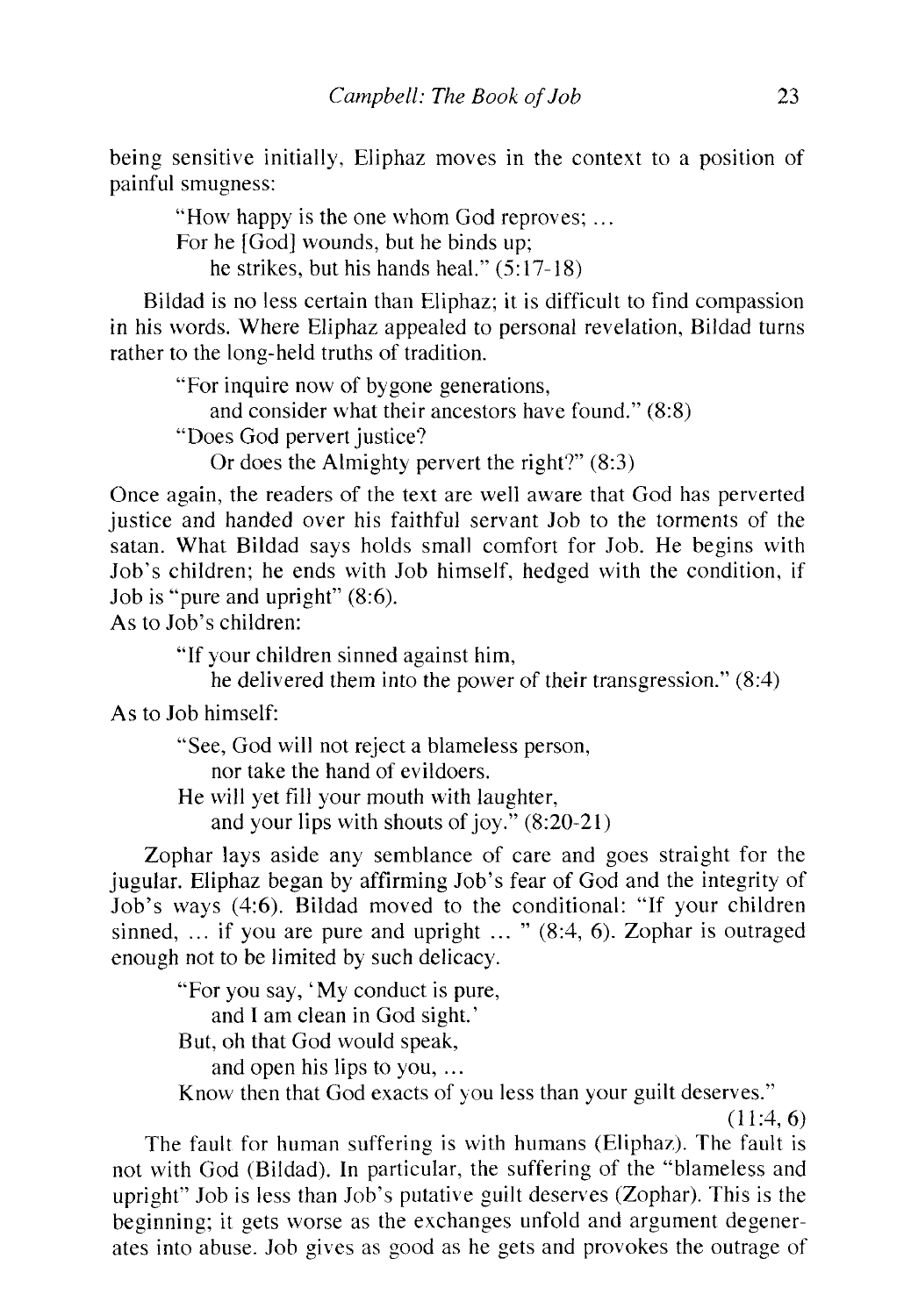being sensitive initially, Eliphaz moves in the context to a position of painful smugness:

> "How happy is the one whom God reproves; ...
> For he [God] wounds, but he binds up;
> he strikes, but his hands heal." (5:17-18)

Bildad is no less certain than Eliphaz; it is difficult to find compassion in his words. Where Eliphaz appealed to personal revelation, Bildad turns rather to the long-held truths of tradition.

> "For inquire now of bygone generations,
> and consider what their ancestors have found." (8:8)
> "Does God pervert justice?
> Or does the Almighty pervert the right?" (8:3)

Once again, the readers of the text are well aware that God has perverted justice and handed over his faithful servant Job to the torments of the satan. What Bildad says holds small comfort for Job. He begins with Job's children; he ends with Job himself, hedged with the condition, if Job is "pure and upright" (8:6).

As to Job's children:

> "If your children sinned against him,
> he delivered them into the power of their transgression." (8:4)

As to Job himself:

> "See, God will not reject a blameless person,
> nor take the hand of evildoers.
> He will yet fill your mouth with laughter,
> and your lips with shouts of joy." (8:20-21)

Zophar lays aside any semblance of care and goes straight for the jugular. Eliphaz began by affirming Job's fear of God and the integrity of Job's ways (4:6). Bildad moved to the conditional: "If your children sinned, ... if you are pure and upright ... " (8:4, 6). Zophar is outraged enough not to be limited by such delicacy.

> "For you say, 'My conduct is pure,
> and I am clean in God sight.'
> But, oh that God would speak,
> and open his lips to you, ...
> Know then that God exacts of you less than your guilt deserves."
> (11:4, 6)

The fault for human suffering is with humans (Eliphaz). The fault is not with God (Bildad). In particular, the suffering of the "blameless and upright" Job is less than Job's putative guilt deserves (Zophar). This is the beginning; it gets worse as the exchanges unfold and argument degenerates into abuse. Job gives as good as he gets and provokes the outrage of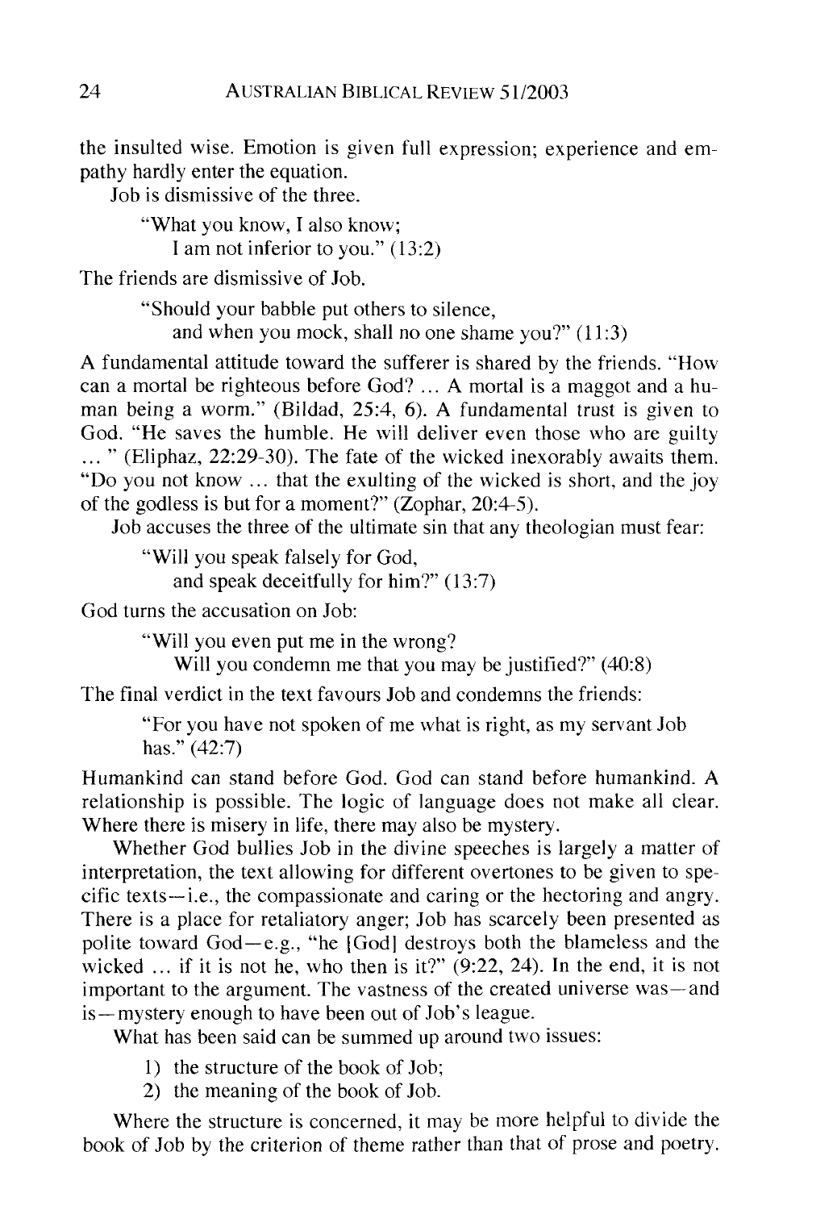the insulted wise. Emotion is given full expression; experience and empathy hardly enter the equation.

Job is dismissive of the three.

> "What you know, I also know;
> I am not inferior to you." (13:2)

The friends are dismissive of Job.

> "Should your babble put others to silence,
> and when you mock, shall no one shame you?" (11:3)

A fundamental attitude toward the sufferer is shared by the friends. "How can a mortal be righteous before God? ... A mortal is a maggot and a human being a worm." (Bildad, 25:4, 6). A fundamental trust is given to God. "He saves the humble. He will deliver even those who are guilty ... " (Eliphaz, 22:29-30). The fate of the wicked inexorably awaits them. "Do you not know ... that the exulting of the wicked is short, and the joy of the godless is but for a moment?" (Zophar, 20:4-5).

Job accuses the three of the ultimate sin that any theologian must fear:

> "Will you speak falsely for God,
> and speak deceitfully for him?" (13:7)

God turns the accusation on Job:

> "Will you even put me in the wrong?
> Will you condemn me that you may be justified?" (40:8)

The final verdict in the text favours Job and condemns the friends:

> "For you have not spoken of me what is right, as my servant Job has." (42:7)

Humankind can stand before God. God can stand before humankind. A relationship is possible. The logic of language does not make all clear. Where there is misery in life, there may also be mystery.

Whether God bullies Job in the divine speeches is largely a matter of interpretation, the text allowing for different overtones to be given to specific texts—i.e., the compassionate and caring or the hectoring and angry. There is a place for retaliatory anger; Job has scarcely been presented as polite toward God—e.g., "he [God] destroys both the blameless and the wicked ... if it is not he, who then is it?" (9:22, 24). In the end, it is not important to the argument. The vastness of the created universe was—and is—mystery enough to have been out of Job's league.

What has been said can be summed up around two issues:

1) the structure of the book of Job;
2) the meaning of the book of Job.

Where the structure is concerned, it may be more helpful to divide the book of Job by the criterion of theme rather than that of prose and poetry.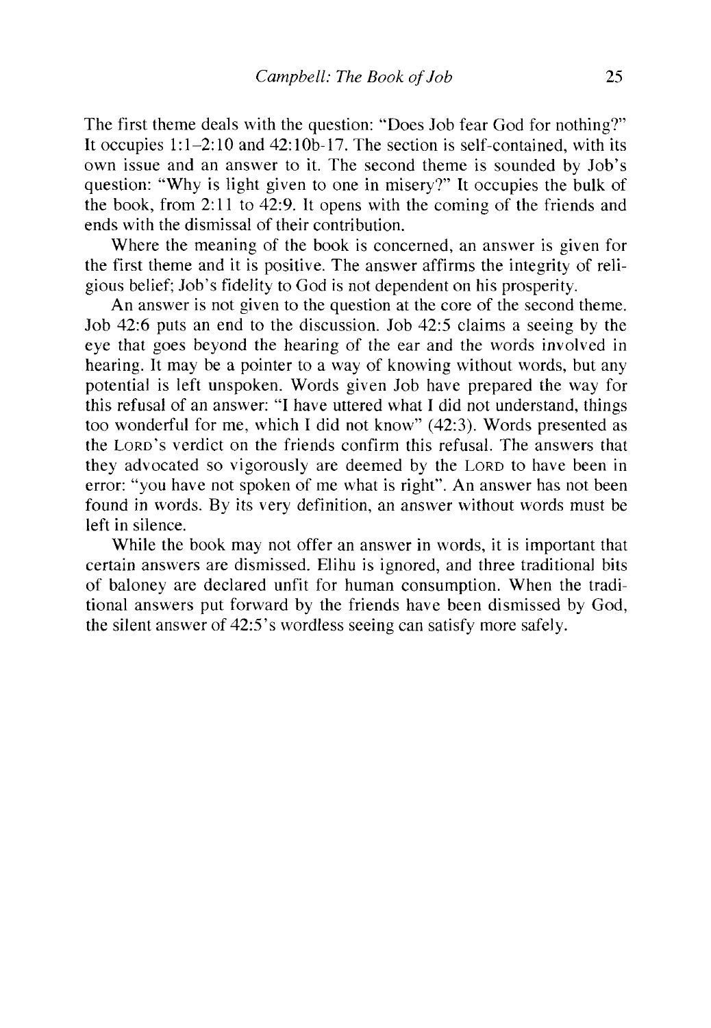The first theme deals with the question: "Does Job fear God for nothing?" It occupies 1:1–2:10 and 42:10b-17. The section is self-contained, with its own issue and an answer to it. The second theme is sounded by Job's question: "Why is light given to one in misery?" It occupies the bulk of the book, from 2:11 to 42:9. It opens with the coming of the friends and ends with the dismissal of their contribution.

Where the meaning of the book is concerned, an answer is given for the first theme and it is positive. The answer affirms the integrity of religious belief; Job's fidelity to God is not dependent on his prosperity.

An answer is not given to the question at the core of the second theme. Job 42:6 puts an end to the discussion. Job 42:5 claims a seeing by the eye that goes beyond the hearing of the ear and the words involved in hearing. It may be a pointer to a way of knowing without words, but any potential is left unspoken. Words given Job have prepared the way for this refusal of an answer: "I have uttered what I did not understand, things too wonderful for me, which I did not know" (42:3). Words presented as the LORD's verdict on the friends confirm this refusal. The answers that they advocated so vigorously are deemed by the LORD to have been in error: "you have not spoken of me what is right". An answer has not been found in words. By its very definition, an answer without words must be left in silence.

While the book may not offer an answer in words, it is important that certain answers are dismissed. Elihu is ignored, and three traditional bits of baloney are declared unfit for human consumption. When the traditional answers put forward by the friends have been dismissed by God, the silent answer of 42:5's wordless seeing can satisfy more safely.